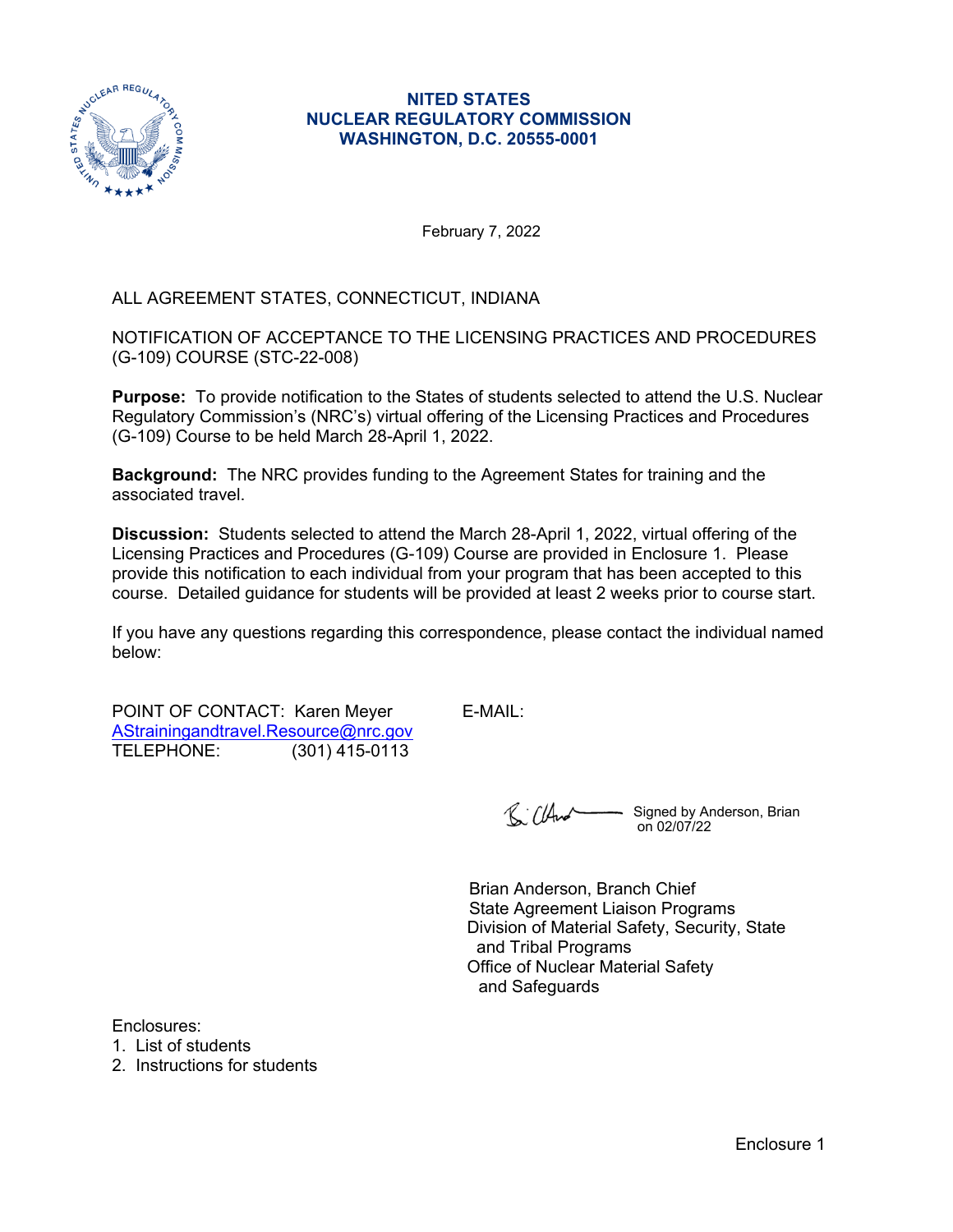**NITED STATES**
**NUCLEAR REGULATORY COMMISSION**
**WASHINGTON, D.C. 20555-0001**

February 7, 2022

ALL AGREEMENT STATES, CONNECTICUT, INDIANA

NOTIFICATION OF ACCEPTANCE TO THE LICENSING PRACTICES AND PROCEDURES (G-109) COURSE (STC-22-008)

**Purpose:** To provide notification to the States of students selected to attend the U.S. Nuclear Regulatory Commission's (NRC's) virtual offering of the Licensing Practices and Procedures (G-109) Course to be held March 28-April 1, 2022.

**Background:** The NRC provides funding to the Agreement States for training and the associated travel.

**Discussion:** Students selected to attend the March 28-April 1, 2022, virtual offering of the Licensing Practices and Procedures (G-109) Course are provided in Enclosure 1. Please provide this notification to each individual from your program that has been accepted to this course. Detailed guidance for students will be provided at least 2 weeks prior to course start.

If you have any questions regarding this correspondence, please contact the individual named below:

POINT OF CONTACT: Karen Meyer E-MAIL: AStrainingandtravel.Resource@nrc.gov
TELEPHONE: (301) 415-0113

Signed by Anderson, Brian on 02/07/22

Brian Anderson, Branch Chief
State Agreement Liaison Programs
Division of Material Safety, Security, State and Tribal Programs
Office of Nuclear Material Safety and Safeguards

Enclosures:
1. List of students
2. Instructions for students

Enclosure 1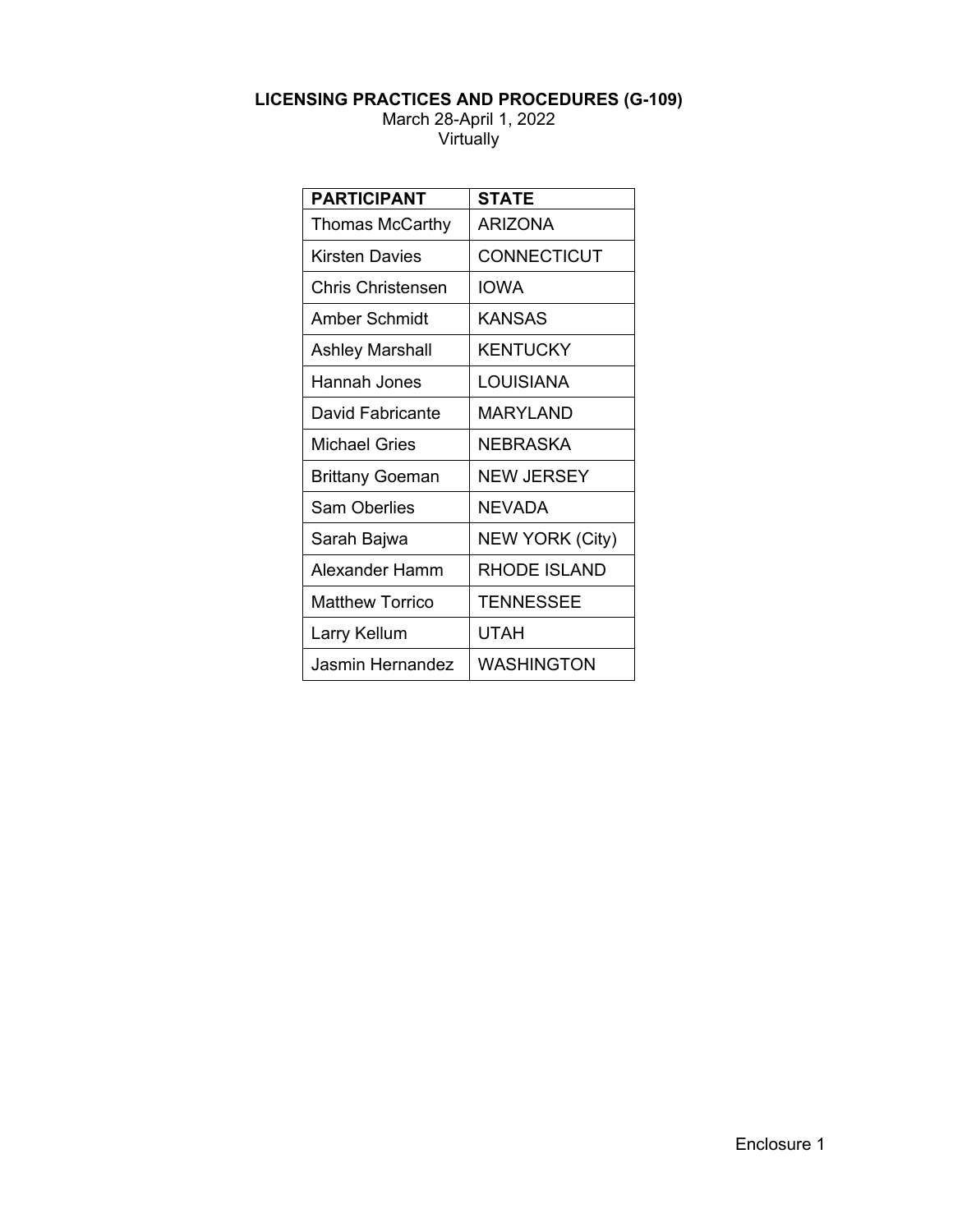**LICENSING PRACTICES AND PROCEDURES (G-109)**

March 28-April 1, 2022

Virtually

| PARTICIPANT | STATE |
|---|---|
| Thomas McCarthy | ARIZONA |
| Kirsten Davies | CONNECTICUT |
| Chris Christensen | IOWA |
| Amber Schmidt | KANSAS |
| Ashley Marshall | KENTUCKY |
| Hannah Jones | LOUISIANA |
| David Fabricante | MARYLAND |
| Michael Gries | NEBRASKA |
| Brittany Goeman | NEW JERSEY |
| Sam Oberlies | NEVADA |
| Sarah Bajwa | NEW YORK (City) |
| Alexander Hamm | RHODE ISLAND |
| Matthew Torrico | TENNESSEE |
| Larry Kellum | UTAH |
| Jasmin Hernandez | WASHINGTON |

Enclosure 1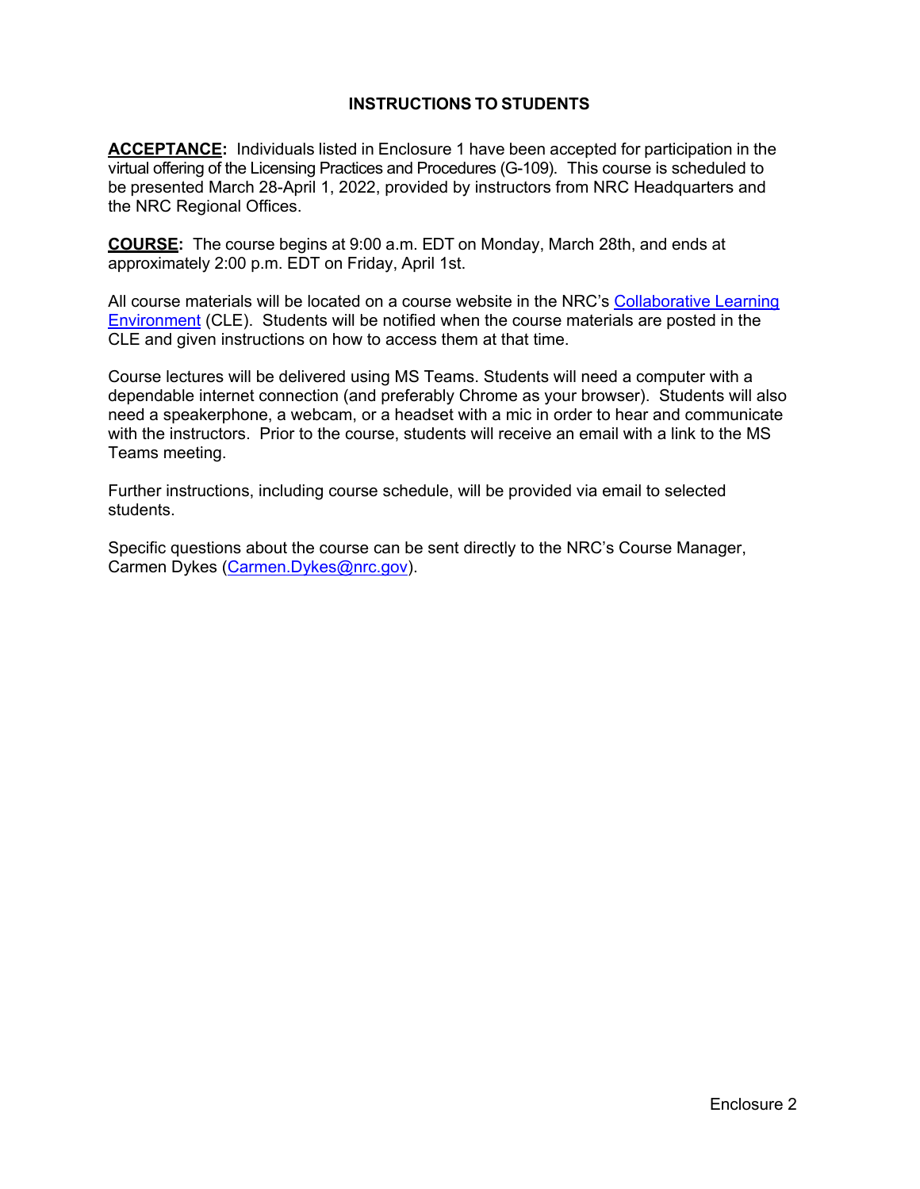# INSTRUCTIONS TO STUDENTS

**ACCEPTANCE:** Individuals listed in Enclosure 1 have been accepted for participation in the virtual offering of the Licensing Practices and Procedures (G-109). This course is scheduled to be presented March 28-April 1, 2022, provided by instructors from NRC Headquarters and the NRC Regional Offices.

**COURSE:** The course begins at 9:00 a.m. EDT on Monday, March 28th, and ends at approximately 2:00 p.m. EDT on Friday, April 1st.

All course materials will be located on a course website in the NRC's Collaborative Learning Environment (CLE). Students will be notified when the course materials are posted in the CLE and given instructions on how to access them at that time.

Course lectures will be delivered using MS Teams. Students will need a computer with a dependable internet connection (and preferably Chrome as your browser). Students will also need a speakerphone, a webcam, or a headset with a mic in order to hear and communicate with the instructors. Prior to the course, students will receive an email with a link to the MS Teams meeting.

Further instructions, including course schedule, will be provided via email to selected students.

Specific questions about the course can be sent directly to the NRC's Course Manager, Carmen Dykes (Carmen.Dykes@nrc.gov).

Enclosure 2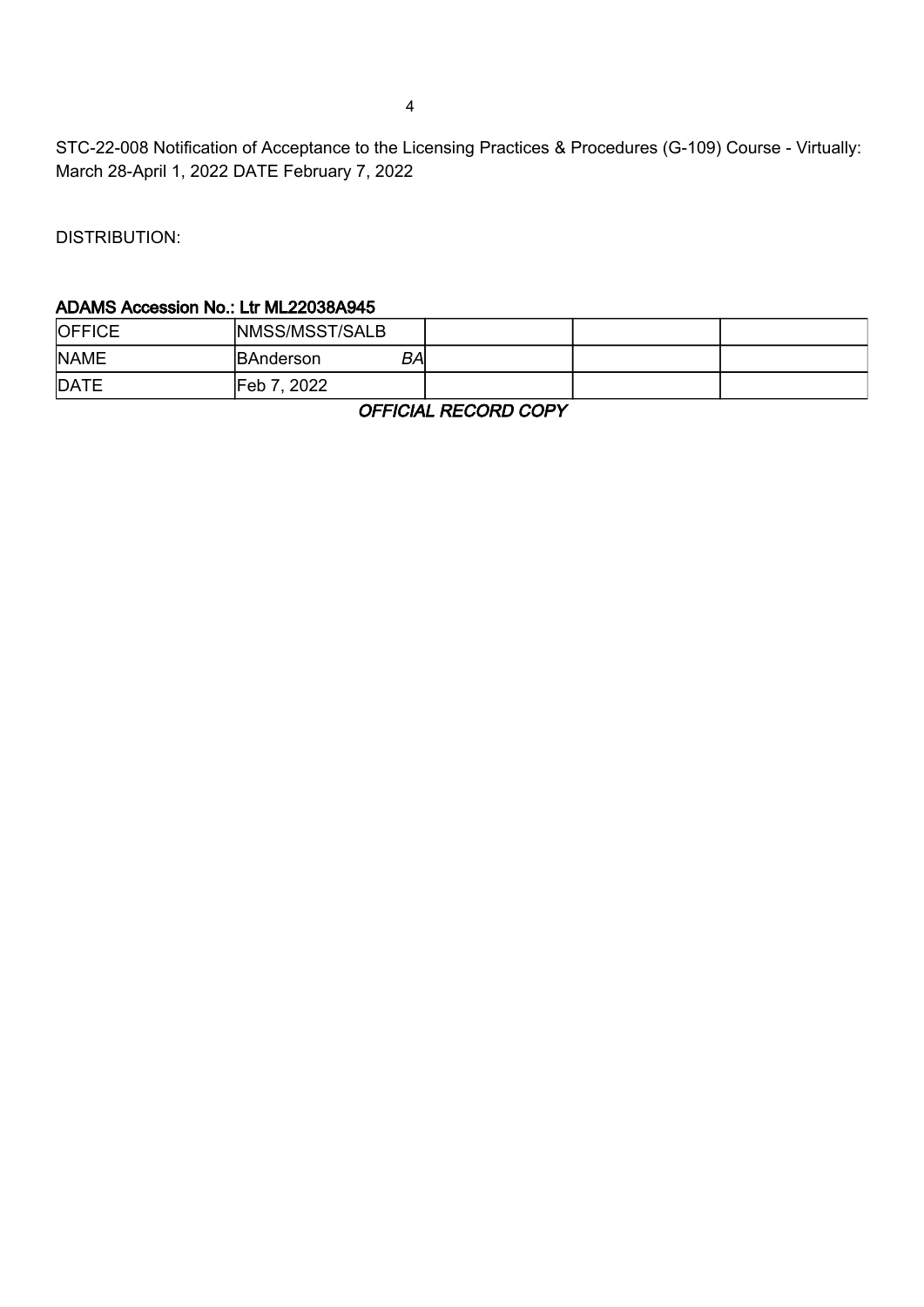STC-22-008 Notification of Acceptance to the Licensing Practices & Procedures (G-109) Course - Virtually: March 28-April 1, 2022 DATE February 7, 2022

DISTRIBUTION:

**ADAMS Accession No.: Ltr ML22038A945**

| | | | | |
|---|---|---|---|---|
| OFFICE | NMSS/MSST/SALB | | | |
| NAME | BAnderson *BA* | | | |
| DATE | Feb 7, 2022 | | | |

***OFFICIAL RECORD COPY***